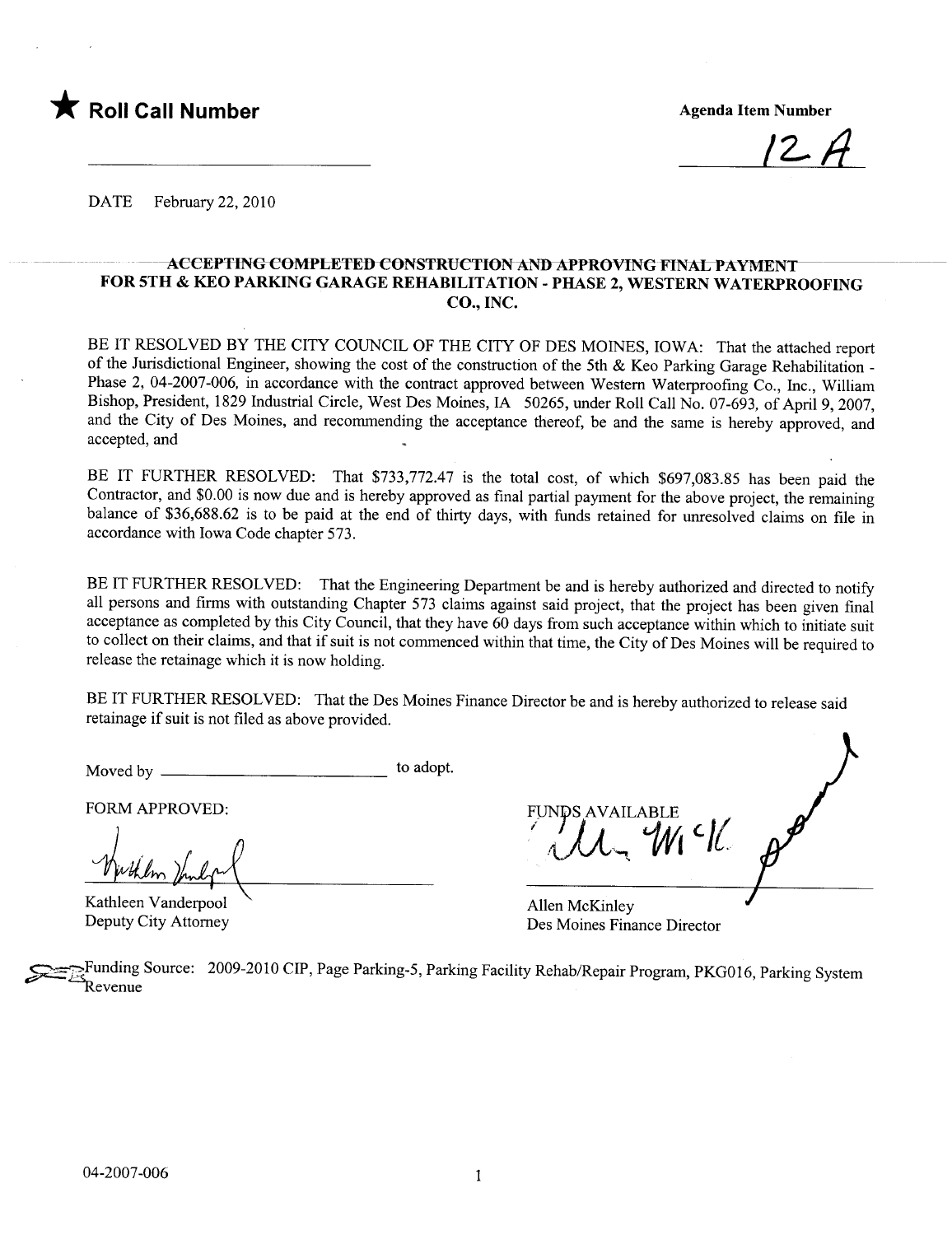★ **Roll Call Number**

**Agenda Item Number**

12A

DATE February 22, 2010

**ACCEPTING COMPLETED CONSTRUCTION AND APPROVING FINAL PAYMENT FOR 5TH & KEO PARKING GARAGE REHABILITATION - PHASE 2, WESTERN WATERPROOFING CO., INC.**

BE IT RESOLVED BY THE CITY COUNCIL OF THE CITY OF DES MOINES, IOWA: That the attached report of the Jurisdictional Engineer, showing the cost of the construction of the 5th & Keo Parking Garage Rehabilitation - Phase 2, 04-2007-006, in accordance with the contract approved between Western Waterproofing Co., Inc., William Bishop, President, 1829 Industrial Circle, West Des Moines, IA 50265, under Roll Call No. 07-693, of April 9, 2007, and the City of Des Moines, and recommending the acceptance thereof, be and the same is hereby approved, and accepted, and

BE IT FURTHER RESOLVED: That $733,772.47 is the total cost, of which $697,083.85 has been paid the Contractor, and $0.00 is now due and is hereby approved as final partial payment for the above project, the remaining balance of $36,688.62 is to be paid at the end of thirty days, with funds retained for unresolved claims on file in accordance with Iowa Code chapter 573.

BE IT FURTHER RESOLVED: That the Engineering Department be and is hereby authorized and directed to notify all persons and firms with outstanding Chapter 573 claims against said project, that the project has been given final acceptance as completed by this City Council, that they have 60 days from such acceptance within which to initiate suit to collect on their claims, and that if suit is not commenced within that time, the City of Des Moines will be required to release the retainage which it is now holding.

BE IT FURTHER RESOLVED: That the Des Moines Finance Director be and is hereby authorized to release said retainage if suit is not filed as above provided.

Moved by ________________________ to adopt.

FORM APPROVED:

Kathleen Vanderpool
Deputy City Attorney

FUNDS AVAILABLE

Allen McKinley
Des Moines Finance Director

Funding Source: 2009-2010 CIP, Page Parking-5, Parking Facility Rehab/Repair Program, PKG016, Parking System Revenue

04-2007-006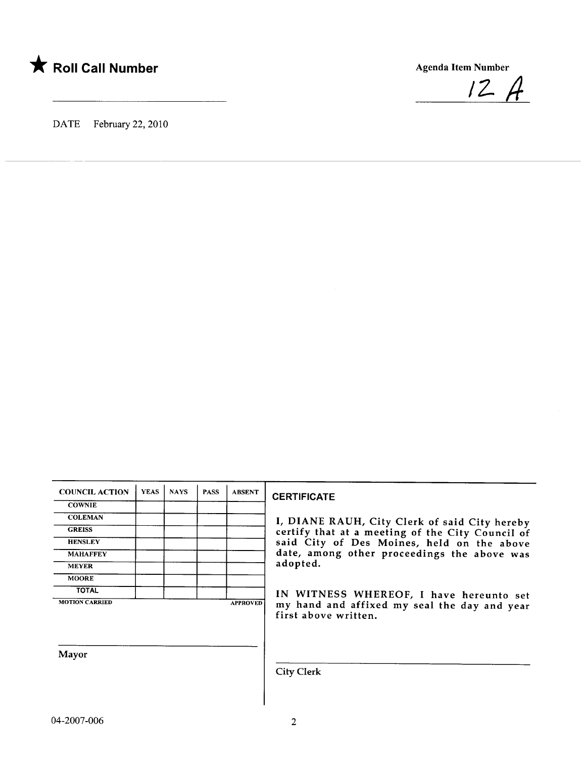★ **Roll Call Number**

Agenda Item Number

12 A

DATE February 22, 2010

| COUNCIL ACTION | YEAS | NAYS | PASS | ABSENT |
|---|---|---|---|---|
| COWNIE | | | | |
| COLEMAN | | | | |
| GREISS | | | | |
| HENSLEY | | | | |
| MAHAFFEY | | | | |
| MEYER | | | | |
| MOORE | | | | |
| TOTAL | | | | |

MOTION CARRIED APPROVED

Mayor

**CERTIFICATE**

I, DIANE RAUH, City Clerk of said City hereby certify that at a meeting of the City Council of said City of Des Moines, held on the above date, among other proceedings the above was adopted.

IN WITNESS WHEREOF, I have hereunto set my hand and affixed my seal the day and year first above written.

City Clerk

04-2007-006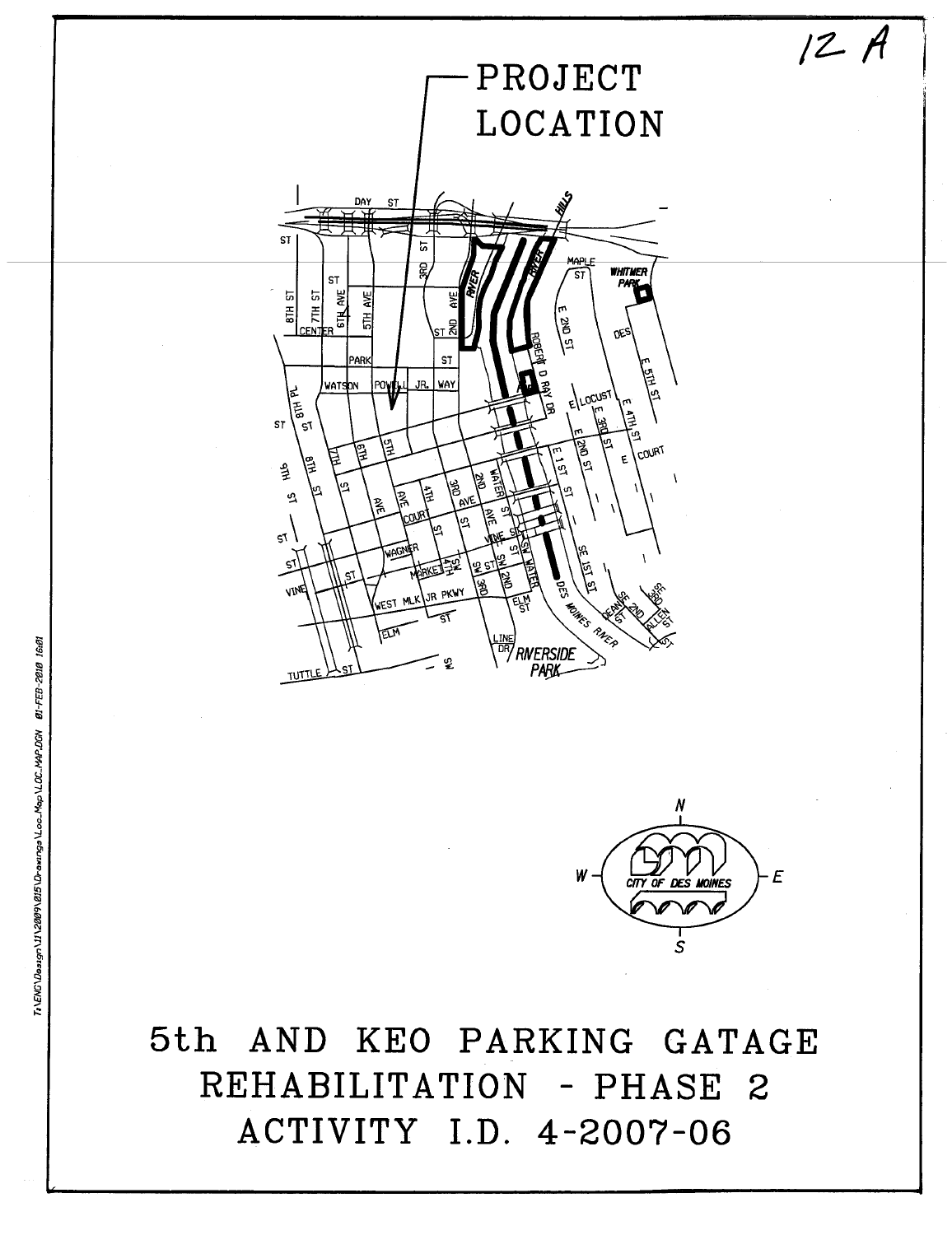12 A

PROJECT LOCATION

# 5th AND KEO PARKING GATAGE REHABILITATION - PHASE 2

# ACTIVITY I.D. 4-2007-06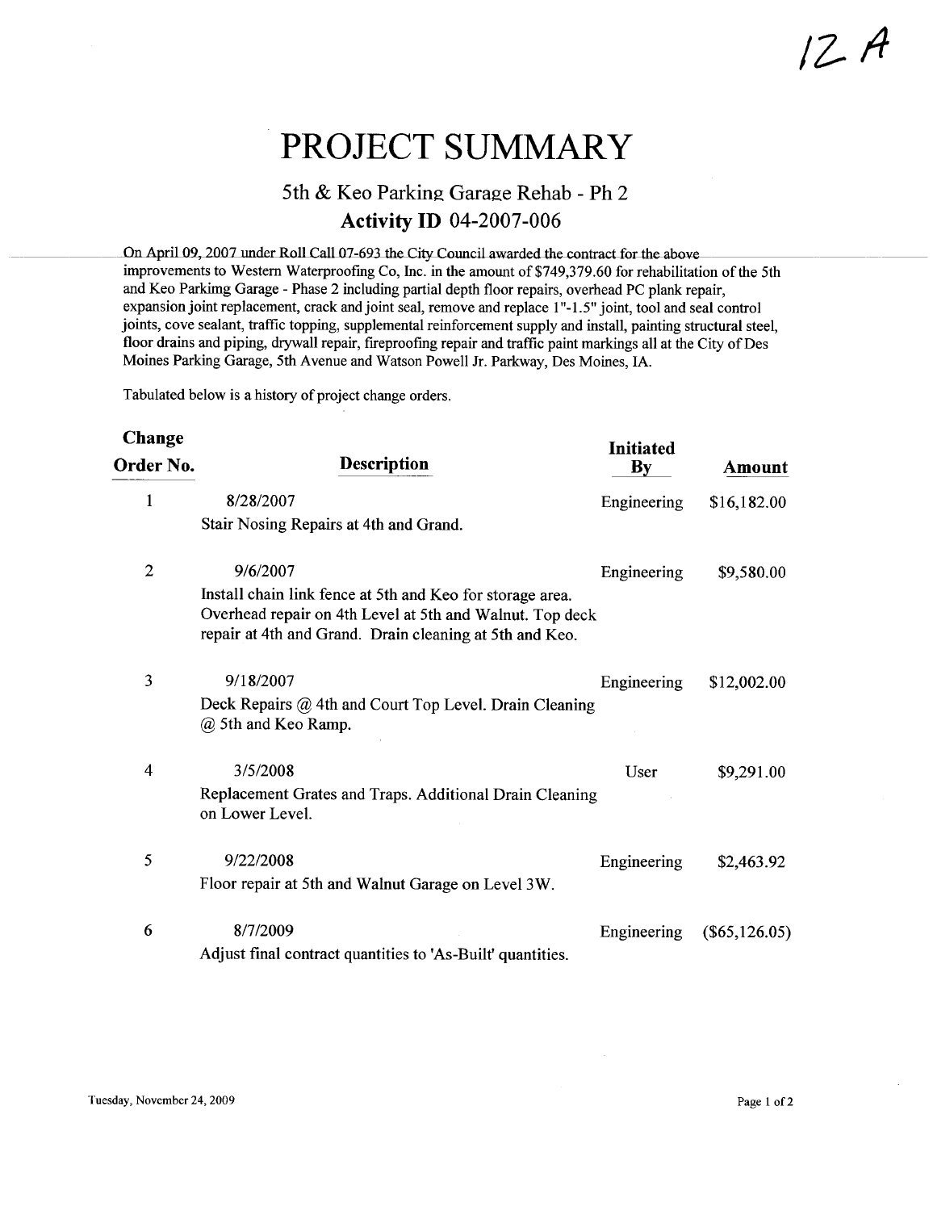12 A

# PROJECT SUMMARY

## 5th & Keo Parking Garage Rehab - Ph 2

### Activity ID 04-2007-006

On April 09, 2007 under Roll Call 07-693 the City Council awarded the contract for the above improvements to Western Waterproofing Co, Inc. in the amount of $749,379.60 for rehabilitation of the 5th and Keo Parkimg Garage - Phase 2 including partial depth floor repairs, overhead PC plank repair, expansion joint replacement, crack and joint seal, remove and replace 1"-1.5" joint, tool and seal control joints, cove sealant, traffic topping, supplemental reinforcement supply and install, painting structural steel, floor drains and piping, drywall repair, fireproofing repair and traffic paint markings all at the City of Des Moines Parking Garage, 5th Avenue and Watson Powell Jr. Parkway, Des Moines, IA.

Tabulated below is a history of project change orders.

| Change Order No. | Description | Initiated By | Amount |
|---|---|---|---|
| 1 | 8/28/2007<br>Stair Nosing Repairs at 4th and Grand. | Engineering | $16,182.00 |
| 2 | 9/6/2007<br>Install chain link fence at 5th and Keo for storage area. Overhead repair on 4th Level at 5th and Walnut. Top deck repair at 4th and Grand. Drain cleaning at 5th and Keo. | Engineering | $9,580.00 |
| 3 | 9/18/2007<br>Deck Repairs @ 4th and Court Top Level. Drain Cleaning @ 5th and Keo Ramp. | Engineering | $12,002.00 |
| 4 | 3/5/2008<br>Replacement Grates and Traps. Additional Drain Cleaning on Lower Level. | User | $9,291.00 |
| 5 | 9/22/2008<br>Floor repair at 5th and Walnut Garage on Level 3W. | Engineering | $2,463.92 |
| 6 | 8/7/2009<br>Adjust final contract quantities to 'As-Built' quantities. | Engineering | ($65,126.05) |

Tuesday, November 24, 2009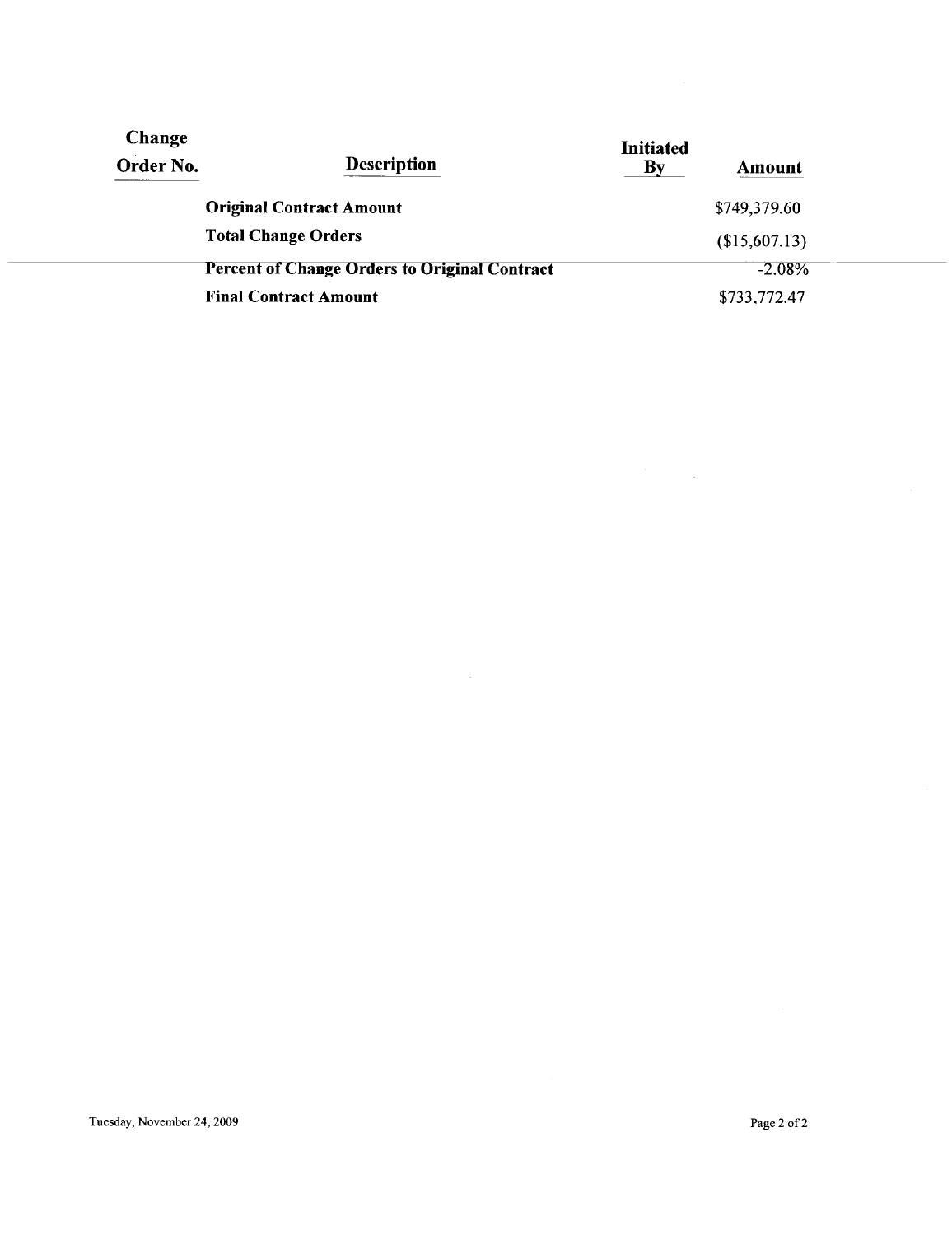| Change Order No. | Description | Initiated By | Amount |
|---|---|---|---|
| | **Original Contract Amount** | | $749,379.60 |
| | **Total Change Orders** | | ($15,607.13) |
| | **Percent of Change Orders to Original Contract** | | -2.08% |
| | **Final Contract Amount** | | $733,772.47 |

Tuesday, November 24, 2009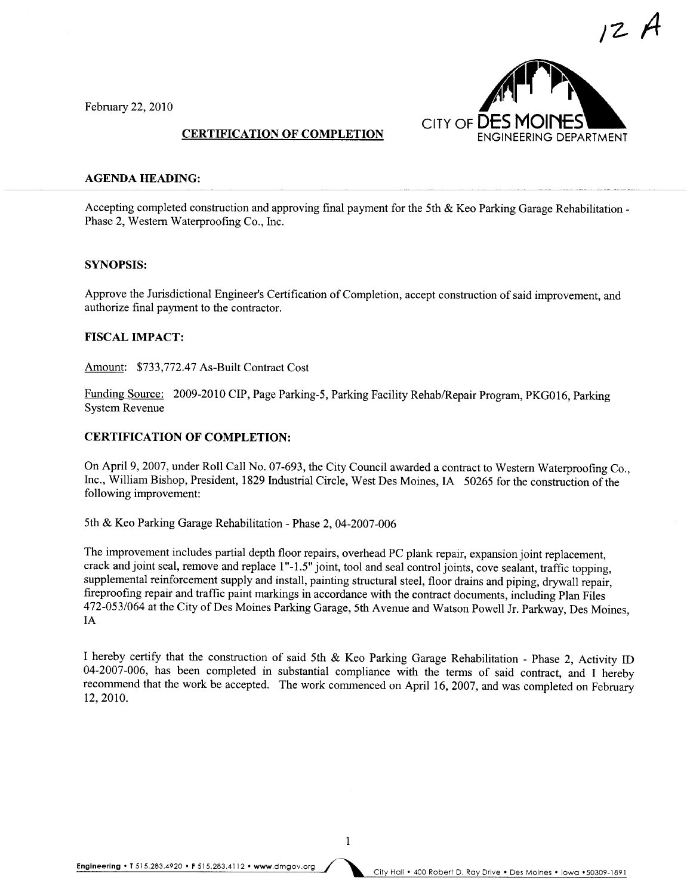12 A

February 22, 2010

CITY OF DES MOINES
ENGINEERING DEPARTMENT

## CERTIFICATION OF COMPLETION

### AGENDA HEADING:

Accepting completed construction and approving final payment for the 5th & Keo Parking Garage Rehabilitation - Phase 2, Western Waterproofing Co., Inc.

### SYNOPSIS:

Approve the Jurisdictional Engineer's Certification of Completion, accept construction of said improvement, and authorize final payment to the contractor.

### FISCAL IMPACT:

Amount: $733,772.47 As-Built Contract Cost

Funding Source: 2009-2010 CIP, Page Parking-5, Parking Facility Rehab/Repair Program, PKG016, Parking System Revenue

### CERTIFICATION OF COMPLETION:

On April 9, 2007, under Roll Call No. 07-693, the City Council awarded a contract to Western Waterproofing Co., Inc., William Bishop, President, 1829 Industrial Circle, West Des Moines, IA 50265 for the construction of the following improvement:

5th & Keo Parking Garage Rehabilitation - Phase 2, 04-2007-006

The improvement includes partial depth floor repairs, overhead PC plank repair, expansion joint replacement, crack and joint seal, remove and replace 1"-1.5" joint, tool and seal control joints, cove sealant, traffic topping, supplemental reinforcement supply and install, painting structural steel, floor drains and piping, drywall repair, fireproofing repair and traffic paint markings in accordance with the contract documents, including Plan Files 472-053/064 at the City of Des Moines Parking Garage, 5th Avenue and Watson Powell Jr. Parkway, Des Moines, IA

I hereby certify that the construction of said 5th & Keo Parking Garage Rehabilitation - Phase 2, Activity ID 04-2007-006, has been completed in substantial compliance with the terms of said contract, and I hereby recommend that the work be accepted. The work commenced on April 16, 2007, and was completed on February 12, 2010.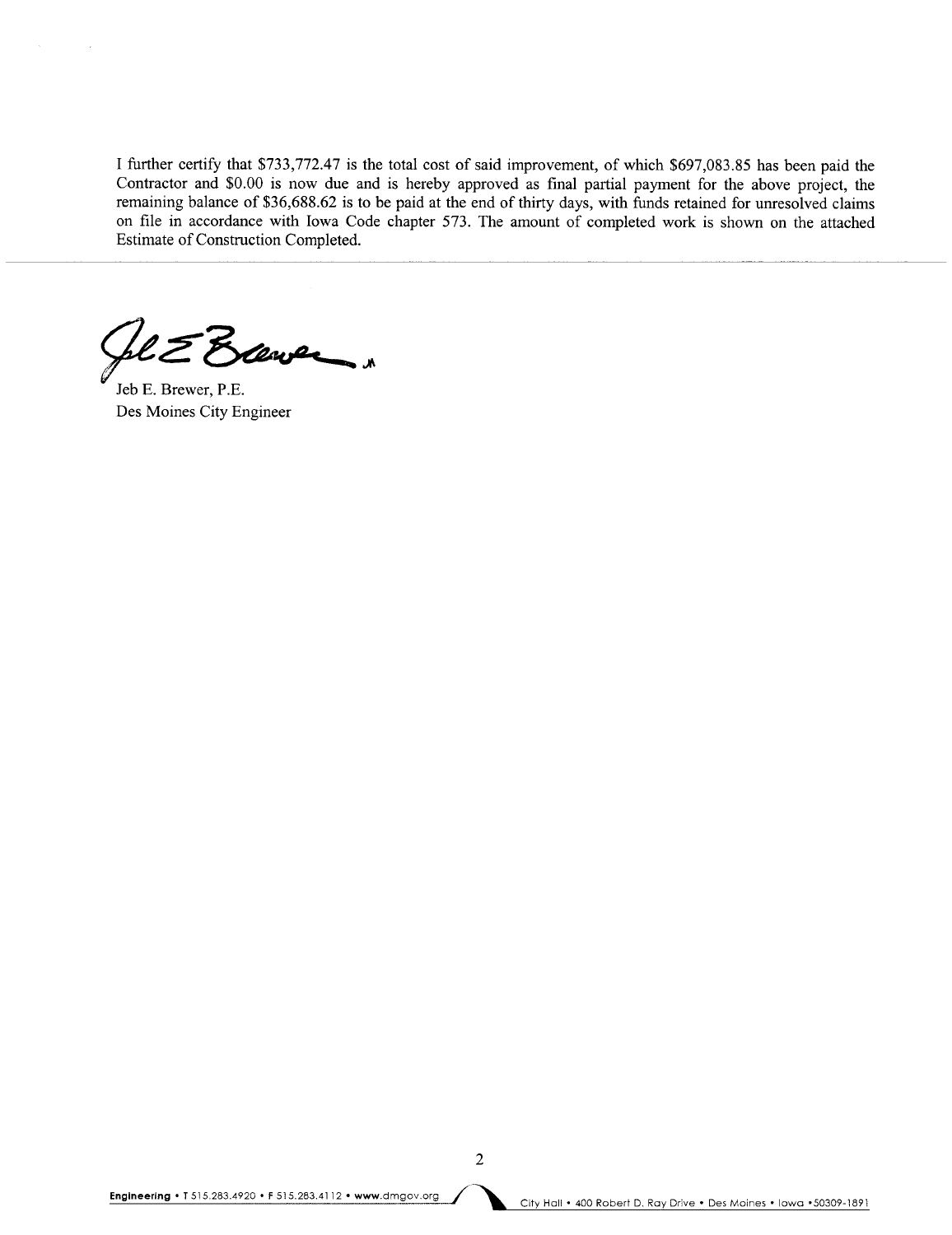I further certify that $733,772.47 is the total cost of said improvement, of which $697,083.85 has been paid the Contractor and $0.00 is now due and is hereby approved as final partial payment for the above project, the remaining balance of $36,688.62 is to be paid at the end of thirty days, with funds retained for unresolved claims on file in accordance with Iowa Code chapter 573. The amount of completed work is shown on the attached Estimate of Construction Completed.

---

Jeb E. Brewer, P.E.
Des Moines City Engineer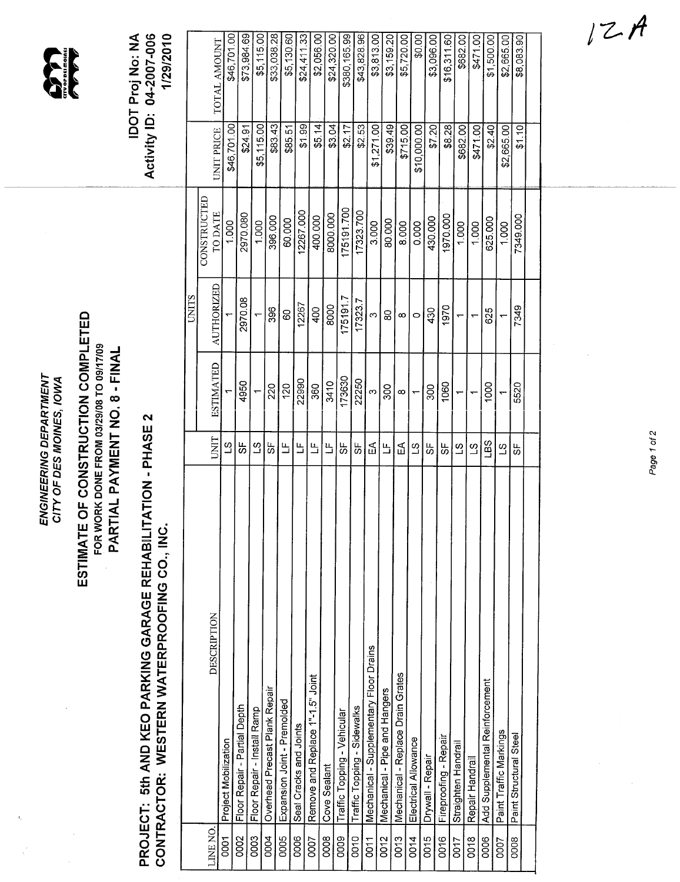12A

ENGINEERING DEPARTMENT
CITY OF DES MOINES, IOWA

# ESTIMATE OF CONSTRUCTION COMPLETED

FOR WORK DONE FROM 03/29/08 TO 09/17/09

## PARTIAL PAYMENT NO. 8 - FINAL

IDOT Proj No: NA
Activity ID: 04-2007-006
1/29/2010

## PROJECT: 5th AND KEO PARKING GARAGE REHABILITATION - PHASE 2
## CONTRACTOR: WESTERN WATERPROOFING CO., INC.

| LINE NO. | DESCRIPTION | UNIT | UNITS | | | UNIT PRICE | TOTAL AMOUNT |
|---|---|---|---|---|---|---|---|
| | | | ESTIMATED | AUTHORIZED | CONSTRUCTED TO DATE | | |
| 0001 | Project Mobilization | LS | 1 | 1 | 1.000 | $46,701.00 | $46,701.00 |
| 0002 | Floor Repair - Partial Depth | SF | 4950 | 2970.08 | 2970.080 | $24.91 | $73,984.69 |
| 0003 | Floor Repair - Install Ramp | LS | 1 | 1 | 1.000 | $5,115.00 | $5,115.00 |
| 0004 | Overhead Precast Plank Repair | SF | 220 | 396 | 396.000 | $83.43 | $33,038.28 |
| 0005 | Expansion Joint - Premolded | LF | 120 | 60 | 60.000 | $85.51 | $5,130.60 |
| 0006 | Seal Cracks and Joints | LF | 22990 | 12267 | 12267.000 | $1.99 | $24,411.33 |
| 0007 | Remove and Replace 1"-1.5" Joint | LF | 360 | 400 | 400.000 | $5.14 | $2,056.00 |
| 0008 | Cove Sealant | LF | 3410 | 8000 | 8000.000 | $3.04 | $24,320.00 |
| 0009 | Traffic Topping - Vehicular | SF | 173630 | 175191.7 | 175191.700 | $2.17 | $380,165.99 |
| 0010 | Traffic Topping - Sidewalks | SF | 22250 | 17323.7 | 17323.700 | $2.53 | $43,828.96 |
| 0011 | Mechanical - Supplementary Floor Drains | EA | 3 | 3 | 3.000 | $1,271.00 | $3,813.00 |
| 0012 | Mechanical - Pipe and Hangers | LF | 300 | 80 | 80.000 | $39.49 | $3,159.20 |
| 0013 | Mechanical - Replace Drain Grates | EA | 8 | 8 | 8.000 | $715.00 | $5,720.00 |
| 0014 | Electrical Allowance | LS | 1 | 0 | 0.000 | $10,000.00 | $0.00 |
| 0015 | Drywall - Repair | SF | 300 | 430 | 430.000 | $7.20 | $3,096.00 |
| 0016 | Fireproofing - Repair | SF | 1060 | 1970 | 1970.000 | $8.28 | $16,311.60 |
| 0017 | Straighten Handrail | LS | 1 | 1 | 1.000 | $682.00 | $682.00 |
| 0018 | Repair Handrail | LS | 1 | 1 | 1.000 | $471.00 | $471.00 |
| 0006 | Add Supplemental Reinforcement | LBS | 1000 | 625 | 625.000 | $2.40 | $1,500.00 |
| 0007 | Paint Traffic Markings | LS | 1 | 1 | 1.000 | $2,665.00 | $2,665.00 |
| 0008 | Paint Structural Steel | SF | 5520 | 7349 | 7349.000 | $1.10 | $8,083.90 |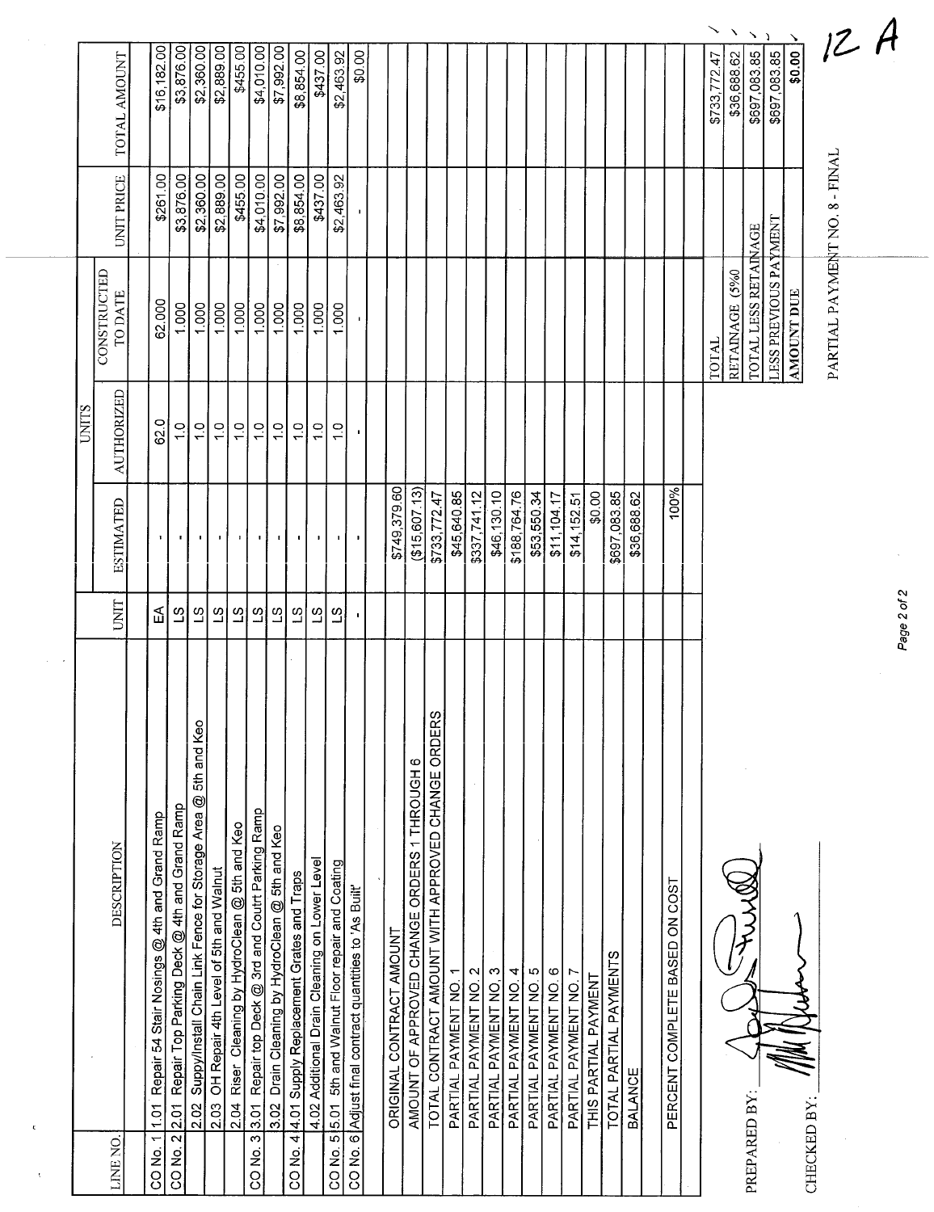| LINE NO. | DESCRIPTION | UNIT | ESTIMATED | UNITS AUTHORIZED | CONSTRUCTED TO DATE | UNIT PRICE | TOTAL AMOUNT |
|---|---|---|---|---|---|---|---|
| CO No. 1 | 1.01 Repair 54 Stair Nosings @ 4th and Grand Ramp | EA | - | 62.0 | 62.000 | $261.00 | $16,182.00 |
| CO No. 2 | 2.01 Repair Top Parking Deck @ 4th and Grand Ramp | LS | - | 1.0 | 1.000 | $3,876.00 | $3,876.00 |
| | 2.02 Suppy/Install Chain Link Fence for Storage Area @ 5th and Keo | LS | - | 1.0 | 1.000 | $2,360.00 | $2,360.00 |
| | 2.03 OH Repair 4th Level of 5th and Walnut | LS | - | 1.0 | 1.000 | $2,889.00 | $2,889.00 |
| | 2.04 Riser Cleaning by HydroClean @ 5th and Keo | LS | - | 1.0 | 1.000 | $455.00 | $455.00 |
| CO No. 3 | 3.01 Repair top Deck @ 3rd and Coutrt Parking Ramp | LS | - | 1.0 | 1.000 | $4,010.00 | $4,010.00 |
| | 3.02 Drain Cleaning by HydroClean @ 5th and Keo | LS | - | 1.0 | 1.000 | $7,992.00 | $7,992.00 |
| CO No. 4 | 4.01 Supply Replacement Grates and Traps | LS | - | 1.0 | 1.000 | $8,854.00 | $8,854.00 |
| | 4.02 Additional Drain Cleaning on Lower Level | LS | - | 1.0 | 1.000 | $437.00 | $437.00 |
| CO No. 5 | 5.01 5th and Walnut Floor repair and Coating | LS | - | 1.0 | 1.000 | $2,463.92 | $2,463.92 |
| CO No. 6 | Adjust final contract quantities to 'As Built' | - | - | - | - | - | $0.00 |
| | | | | | | | |
| | ORIGINAL CONTRACT AMOUNT | | $749,379.60 | | | | |
| | AMOUNT OF APPROVED CHANGE ORDERS 1 THROUGH 6 | | ($15,607.13) | | | | |
| | TOTAL CONTRACT AMOUNT WITH APPROVED CHANGE ORDERS | | $733,772.47 | | | | |
| | PARTIAL PAYMENT NO. 1 | | $45,640.85 | | | | |
| | PARTIAL PAYMENT NO. 2 | | $337,741.12 | | | | |
| | PARTIAL PAYMENT NO. 3 | | $46,130.10 | | | | |
| | PARTIAL PAYMENT NO. 4 | | $188,764.76 | | | | |
| | PARTIAL PAYMENT NO. 5 | | $53,550.34 | | | | |
| | PARTIAL PAYMENT NO. 6 | | $11,104.17 | | | | |
| | PARTIAL PAYMENT NO. 7 | | $14,152.51 | | | | |
| | THIS PARTIAL PAYMENT | | $0.00 | | | | |
| | TOTAL PARTIAL PAYMENTS | | $697,083.85 | | | | |
| | BALANCE | | $36,688.62 | | | | |
| | | | | | | | |
| | PERCENT COMPLETE BASED ON COST | | 100% | | | | |
| | | | | | TOTAL | | $733,772.47 |
| | | | | | RETAINAGE (5%0 | | $36,688.62 |
| | | | | | TOTAL LESS RETAINAGE | | $697,083.85 |
| | | | | | LESS PREVIOUS PAYMENT | | $697,083.85 |
| | | | | | **AMOUNT DUE** | | **$0.00** |

PREPARED BY: ____________________

CHECKED BY: ____________________

PARTIAL PAYMENT NO. 8 - FINAL

12 A